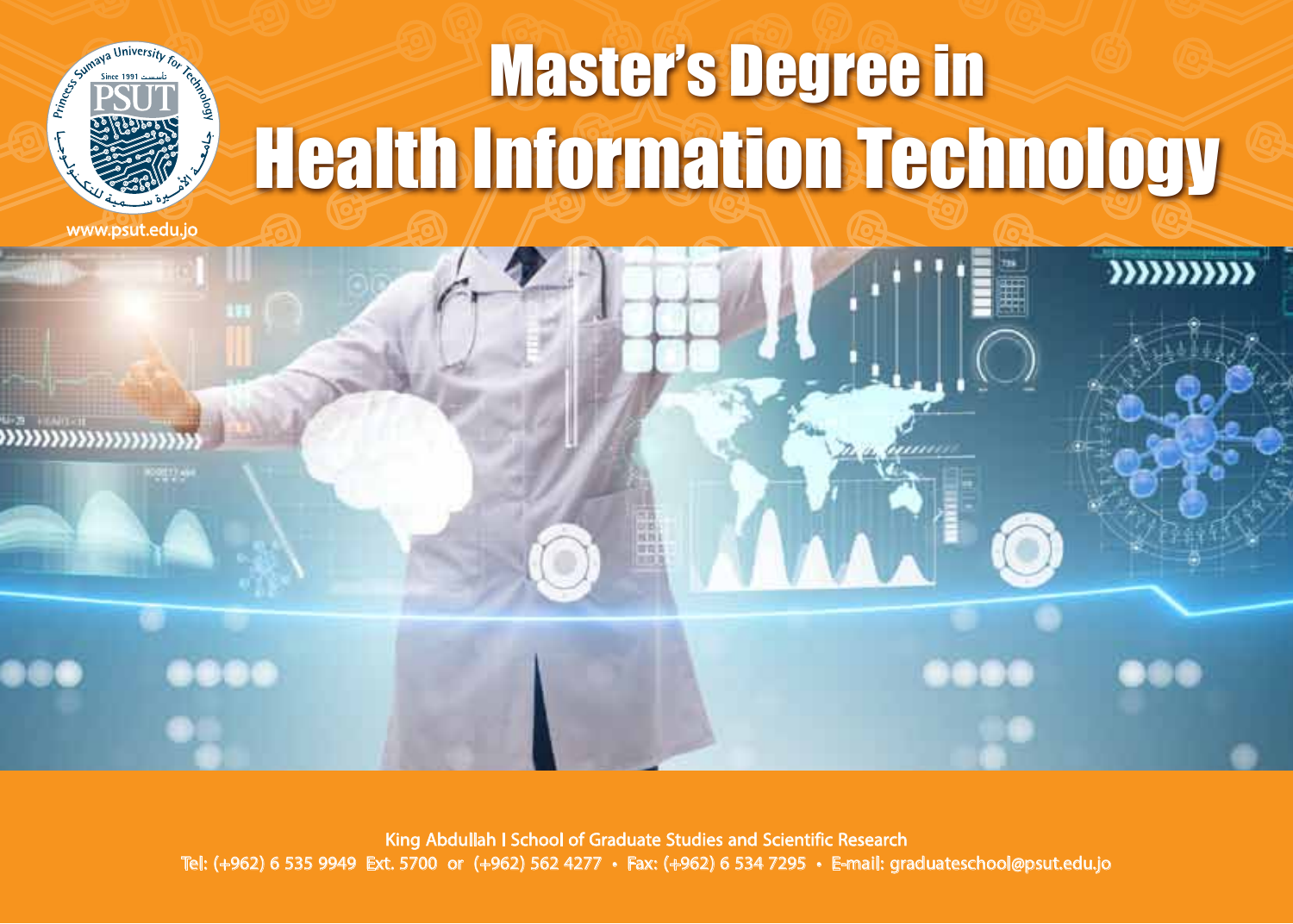Princess Sumaya University for Technology
PSUT
Since 1991 تأسست
جامعة الأميرة سمية للتكنولوجيا

www.psut.edu.jo

# Master's Degree in Health Information Technology

King Abdullah I School of Graduate Studies and Scientific Research

Tel: (+962) 6 535 9949 Ext. 5700 or (+962) 562 4277 • Fax: (+962) 6 534 7295 • E-mail: graduateschool@psut.edu.jo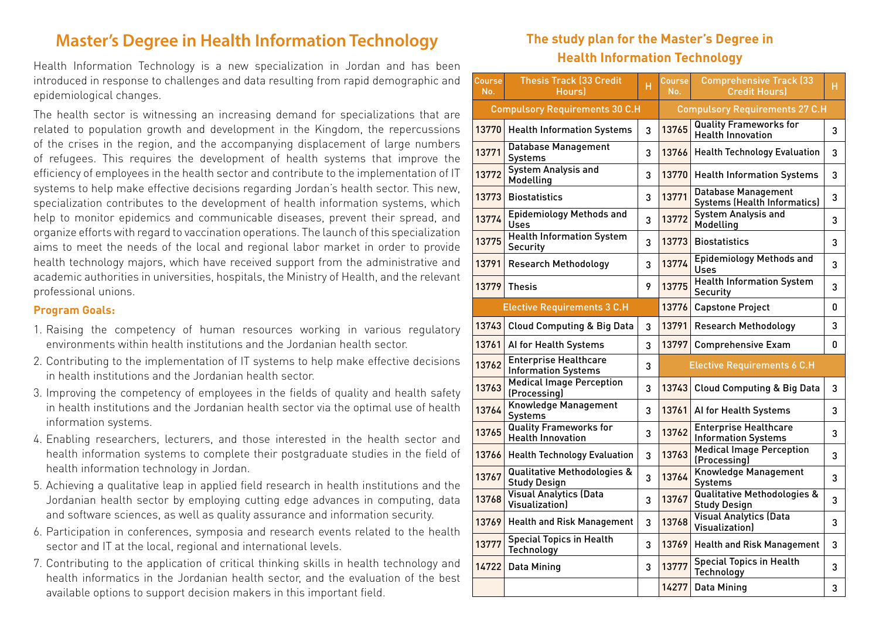## Master's Degree in Health Information Technology

Health Information Technology is a new specialization in Jordan and has been introduced in response to challenges and data resulting from rapid demographic and epidemiological changes.

The health sector is witnessing an increasing demand for specializations that are related to population growth and development in the Kingdom, the repercussions of the crises in the region, and the accompanying displacement of large numbers of refugees. This requires the development of health systems that improve the efficiency of employees in the health sector and contribute to the implementation of IT systems to help make effective decisions regarding Jordan's health sector. This new, specialization contributes to the development of health information systems, which help to monitor epidemics and communicable diseases, prevent their spread, and organize efforts with regard to vaccination operations. The launch of this specialization aims to meet the needs of the local and regional labor market in order to provide health technology majors, which have received support from the administrative and academic authorities in universities, hospitals, the Ministry of Health, and the relevant professional unions.

**Program Goals:**

1. Raising the competency of human resources working in various regulatory environments within health institutions and the Jordanian health sector.
2. Contributing to the implementation of IT systems to help make effective decisions in health institutions and the Jordanian health sector.
3. Improving the competency of employees in the fields of quality and health safety in health institutions and the Jordanian health sector via the optimal use of health information systems.
4. Enabling researchers, lecturers, and those interested in the health sector and health information systems to complete their postgraduate studies in the field of health information technology in Jordan.
5. Achieving a qualitative leap in applied field research in health institutions and the Jordanian health sector by employing cutting edge advances in computing, data and software sciences, as well as quality assurance and information security.
6. Participation in conferences, symposia and research events related to the health sector and IT at the local, regional and international levels.
7. Contributing to the application of critical thinking skills in health technology and health informatics in the Jordanian health sector, and the evaluation of the best available options to support decision makers in this important field.

## The study plan for the Master's Degree in Health Information Technology

| Course No. | Thesis Track (33 Credit Hours) | H | Course No. | Comprehensive Track (33 Credit Hours) | H |
|---|---|---|---|---|---|
| Compulsory Requirements 30 C.H | | | Compulsory Requirements 27 C.H | | |
| 13770 | Health Information Systems | 3 | 13765 | Quality Frameworks for Health Innovation | 3 |
| 13771 | Database Management Systems | 3 | 13766 | Health Technology Evaluation | 3 |
| 13772 | System Analysis and Modelling | 3 | 13770 | Health Information Systems | 3 |
| 13773 | Biostatistics | 3 | 13771 | Database Management Systems (Health Informatics) | 3 |
| 13774 | Epidemiology Methods and Uses | 3 | 13772 | System Analysis and Modelling | 3 |
| 13775 | Health Information System Security | 3 | 13773 | Biostatistics | 3 |
| 13791 | Research Methodology | 3 | 13774 | Epidemiology Methods and Uses | 3 |
| 13779 | Thesis | 9 | 13775 | Health Information System Security | 3 |
| Elective Requirements 3 C.H | | | 13776 | Capstone Project | 0 |
| 13743 | Cloud Computing & Big Data | 3 | 13791 | Research Methodology | 3 |
| 13761 | AI for Health Systems | 3 | 13797 | Comprehensive Exam | 0 |
| 13762 | Enterprise Healthcare Information Systems | 3 | Elective Requirements 6 C.H | | |
| 13763 | Medical Image Perception (Processing) | 3 | 13743 | Cloud Computing & Big Data | 3 |
| 13764 | Knowledge Management Systems | 3 | 13761 | AI for Health Systems | 3 |
| 13765 | Quality Frameworks for Health Innovation | 3 | 13762 | Enterprise Healthcare Information Systems | 3 |
| 13766 | Health Technology Evaluation | 3 | 13763 | Medical Image Perception (Processing) | 3 |
| 13767 | Qualitative Methodologies & Study Design | 3 | 13764 | Knowledge Management Systems | 3 |
| 13768 | Visual Analytics (Data Visualization) | 3 | 13767 | Qualitative Methodologies & Study Design | 3 |
| 13769 | Health and Risk Management | 3 | 13768 | Visual Analytics (Data Visualization) | 3 |
| 13777 | Special Topics in Health Technology | 3 | 13769 | Health and Risk Management | 3 |
| 14722 | Data Mining | 3 | 13777 | Special Topics in Health Technology | 3 |
| | | | 14277 | Data Mining | 3 |